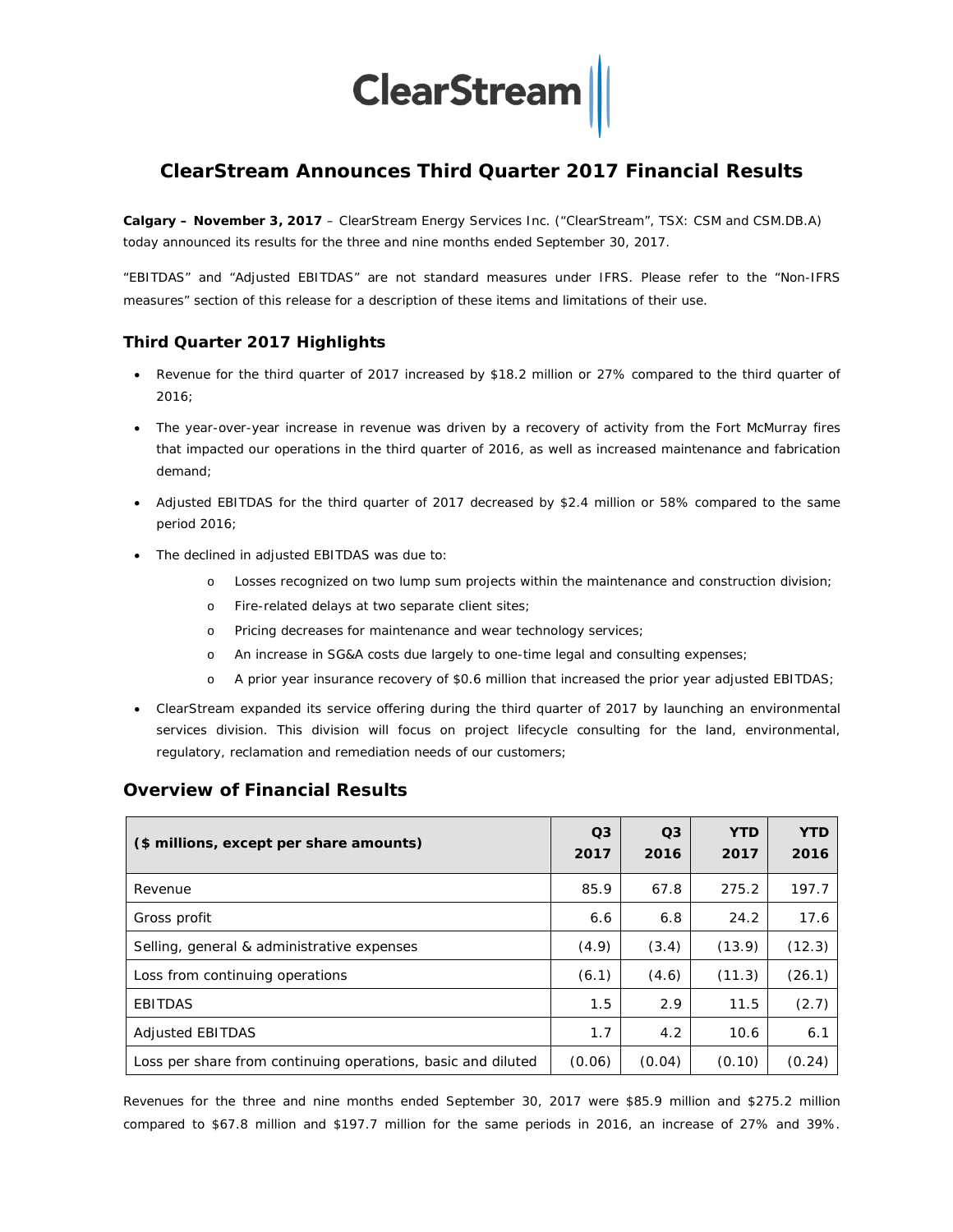# ClearStream Announces Third Quarter 2017 Financial Results

**Calgary – November 3, 2017** – ClearStream Energy Services Inc. ("ClearStream", TSX: CSM and CSM.DB.A) today announced its results for the three and nine months ended September 30, 2017.

"EBITDAS" and "Adjusted EBITDAS" are not standard measures under IFRS. Please refer to the "Non-IFRS measures" section of this release for a description of these items and limitations of their use.

## Third Quarter 2017 Highlights

- Revenue for the third quarter of 2017 increased by $18.2 million or 27% compared to the third quarter of 2016;
- The year-over-year increase in revenue was driven by a recovery of activity from the Fort McMurray fires that impacted our operations in the third quarter of 2016, as well as increased maintenance and fabrication demand;
- Adjusted EBITDAS for the third quarter of 2017 decreased by $2.4 million or 58% compared to the same period 2016;
- The declined in adjusted EBITDAS was due to:
  - Losses recognized on two lump sum projects within the maintenance and construction division;
  - Fire-related delays at two separate client sites;
  - Pricing decreases for maintenance and wear technology services;
  - An increase in SG&A costs due largely to one-time legal and consulting expenses;
  - A prior year insurance recovery of $0.6 million that increased the prior year adjusted EBITDAS;
- ClearStream expanded its service offering during the third quarter of 2017 by launching an environmental services division. This division will focus on project lifecycle consulting for the land, environmental, regulatory, reclamation and remediation needs of our customers;

## Overview of Financial Results

| ($ millions, except per share amounts) | Q3 2017 | Q3 2016 | YTD 2017 | YTD 2016 |
|---|---|---|---|---|
| Revenue | 85.9 | 67.8 | 275.2 | 197.7 |
| Gross profit | 6.6 | 6.8 | 24.2 | 17.6 |
| Selling, general & administrative expenses | (4.9) | (3.4) | (13.9) | (12.3) |
| Loss from continuing operations | (6.1) | (4.6) | (11.3) | (26.1) |
| EBITDAS | 1.5 | 2.9 | 11.5 | (2.7) |
| Adjusted EBITDAS | 1.7 | 4.2 | 10.6 | 6.1 |
| Loss per share from continuing operations, basic and diluted | (0.06) | (0.04) | (0.10) | (0.24) |

Revenues for the three and nine months ended September 30, 2017 were $85.9 million and $275.2 million compared to $67.8 million and $197.7 million for the same periods in 2016, an increase of 27% and 39%.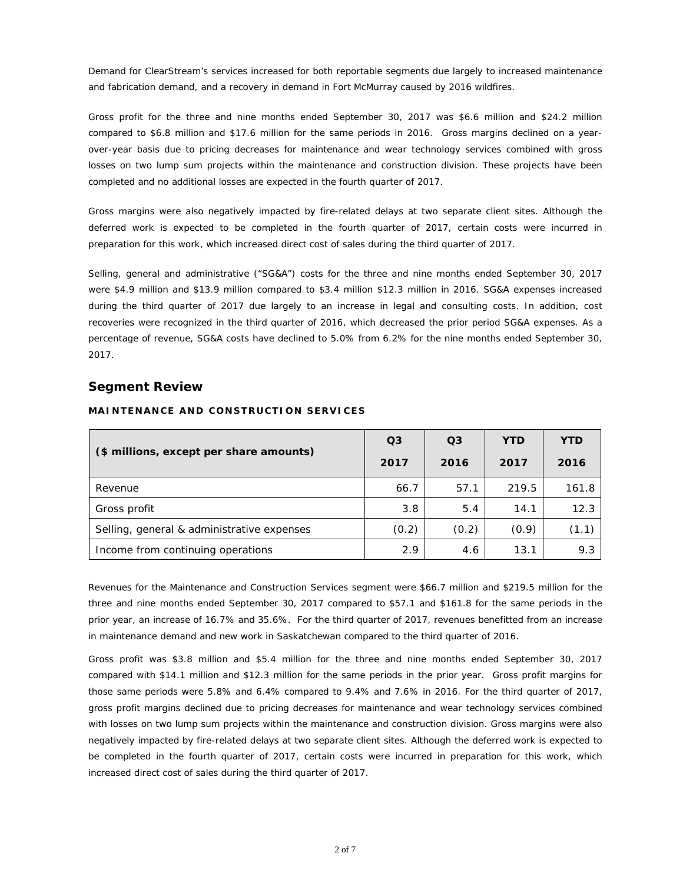Demand for ClearStream's services increased for both reportable segments due largely to increased maintenance and fabrication demand, and a recovery in demand in Fort McMurray caused by 2016 wildfires.

Gross profit for the three and nine months ended September 30, 2017 was $6.6 million and $24.2 million compared to $6.8 million and $17.6 million for the same periods in 2016. Gross margins declined on a year-over-year basis due to pricing decreases for maintenance and wear technology services combined with gross losses on two lump sum projects within the maintenance and construction division. These projects have been completed and no additional losses are expected in the fourth quarter of 2017.

Gross margins were also negatively impacted by fire-related delays at two separate client sites. Although the deferred work is expected to be completed in the fourth quarter of 2017, certain costs were incurred in preparation for this work, which increased direct cost of sales during the third quarter of 2017.

Selling, general and administrative ("SG&A") costs for the three and nine months ended September 30, 2017 were $4.9 million and $13.9 million compared to $3.4 million $12.3 million in 2016. SG&A expenses increased during the third quarter of 2017 due largely to an increase in legal and consulting costs. In addition, cost recoveries were recognized in the third quarter of 2016, which decreased the prior period SG&A expenses. As a percentage of revenue, SG&A costs have declined to 5.0% from 6.2% for the nine months ended September 30, 2017.

## Segment Review

### MAINTENANCE AND CONSTRUCTION SERVICES

| ($ millions, except per share amounts) | Q3 2017 | Q3 2016 | YTD 2017 | YTD 2016 |
|---|---|---|---|---|
| Revenue | 66.7 | 57.1 | 219.5 | 161.8 |
| Gross profit | 3.8 | 5.4 | 14.1 | 12.3 |
| Selling, general & administrative expenses | (0.2) | (0.2) | (0.9) | (1.1) |
| Income from continuing operations | 2.9 | 4.6 | 13.1 | 9.3 |

Revenues for the Maintenance and Construction Services segment were $66.7 million and $219.5 million for the three and nine months ended September 30, 2017 compared to $57.1 and $161.8 for the same periods in the prior year, an increase of 16.7% and 35.6%. For the third quarter of 2017, revenues benefitted from an increase in maintenance demand and new work in Saskatchewan compared to the third quarter of 2016.

Gross profit was $3.8 million and $5.4 million for the three and nine months ended September 30, 2017 compared with $14.1 million and $12.3 million for the same periods in the prior year. Gross profit margins for those same periods were 5.8% and 6.4% compared to 9.4% and 7.6% in 2016. For the third quarter of 2017, gross profit margins declined due to pricing decreases for maintenance and wear technology services combined with losses on two lump sum projects within the maintenance and construction division. Gross margins were also negatively impacted by fire-related delays at two separate client sites. Although the deferred work is expected to be completed in the fourth quarter of 2017, certain costs were incurred in preparation for this work, which increased direct cost of sales during the third quarter of 2017.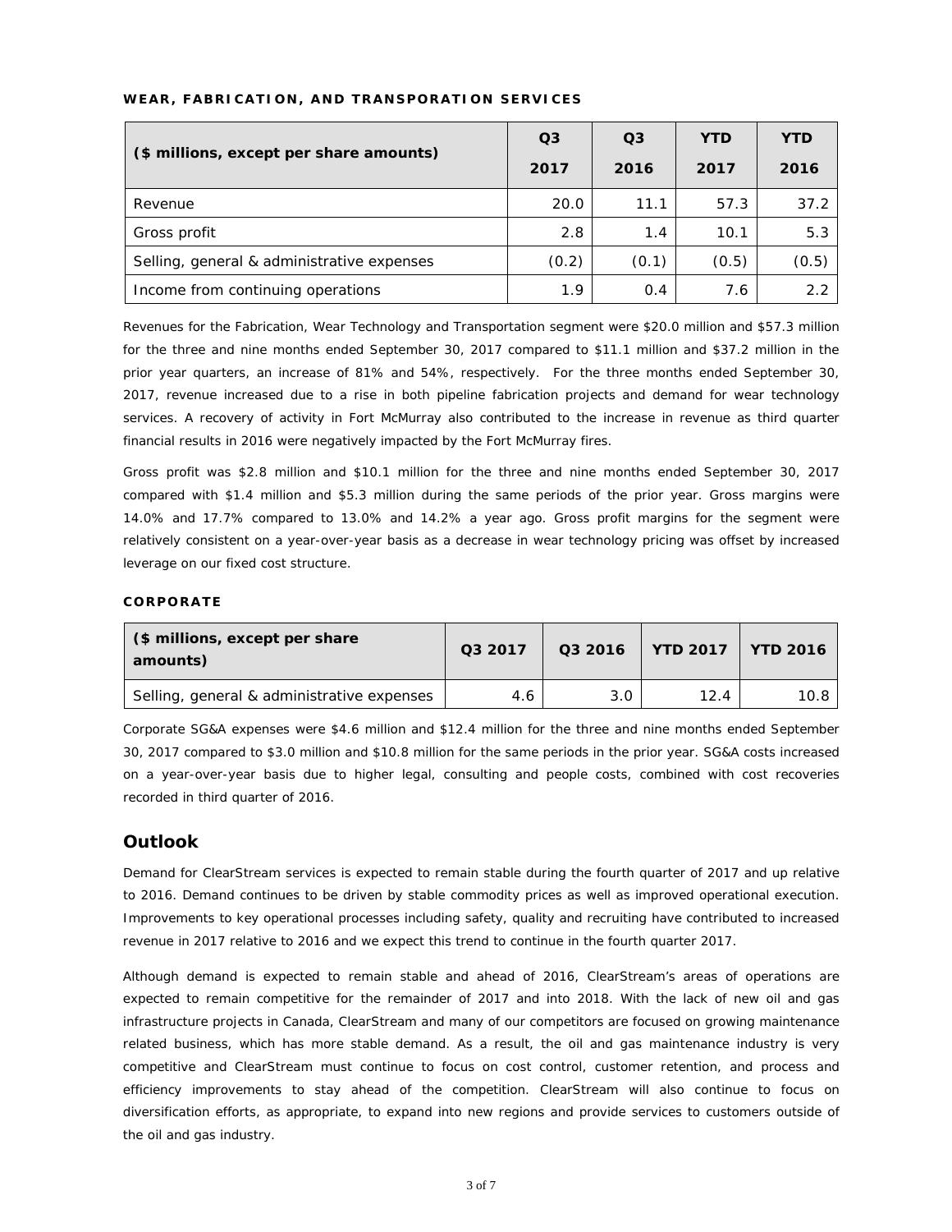**WEAR, FABRICATION, AND TRANSPORATION SERVICES**

| ($ millions, except per share amounts) | Q3 2017 | Q3 2016 | YTD 2017 | YTD 2016 |
|---|---|---|---|---|
| Revenue | 20.0 | 11.1 | 57.3 | 37.2 |
| Gross profit | 2.8 | 1.4 | 10.1 | 5.3 |
| Selling, general & administrative expenses | (0.2) | (0.1) | (0.5) | (0.5) |
| Income from continuing operations | 1.9 | 0.4 | 7.6 | 2.2 |

Revenues for the Fabrication, Wear Technology and Transportation segment were $20.0 million and $57.3 million for the three and nine months ended September 30, 2017 compared to $11.1 million and $37.2 million in the prior year quarters, an increase of 81% and 54%, respectively. For the three months ended September 30, 2017, revenue increased due to a rise in both pipeline fabrication projects and demand for wear technology services. A recovery of activity in Fort McMurray also contributed to the increase in revenue as third quarter financial results in 2016 were negatively impacted by the Fort McMurray fires.

Gross profit was $2.8 million and $10.1 million for the three and nine months ended September 30, 2017 compared with $1.4 million and $5.3 million during the same periods of the prior year. Gross margins were 14.0% and 17.7% compared to 13.0% and 14.2% a year ago. Gross profit margins for the segment were relatively consistent on a year-over-year basis as a decrease in wear technology pricing was offset by increased leverage on our fixed cost structure.

**CORPORATE**

| ($ millions, except per share amounts) | Q3 2017 | Q3 2016 | YTD 2017 | YTD 2016 |
|---|---|---|---|---|
| Selling, general & administrative expenses | 4.6 | 3.0 | 12.4 | 10.8 |

Corporate SG&A expenses were $4.6 million and $12.4 million for the three and nine months ended September 30, 2017 compared to $3.0 million and $10.8 million for the same periods in the prior year. SG&A costs increased on a year-over-year basis due to higher legal, consulting and people costs, combined with cost recoveries recorded in third quarter of 2016.

## Outlook

Demand for ClearStream services is expected to remain stable during the fourth quarter of 2017 and up relative to 2016. Demand continues to be driven by stable commodity prices as well as improved operational execution. Improvements to key operational processes including safety, quality and recruiting have contributed to increased revenue in 2017 relative to 2016 and we expect this trend to continue in the fourth quarter 2017.

Although demand is expected to remain stable and ahead of 2016, ClearStream's areas of operations are expected to remain competitive for the remainder of 2017 and into 2018. With the lack of new oil and gas infrastructure projects in Canada, ClearStream and many of our competitors are focused on growing maintenance related business, which has more stable demand. As a result, the oil and gas maintenance industry is very competitive and ClearStream must continue to focus on cost control, customer retention, and process and efficiency improvements to stay ahead of the competition. ClearStream will also continue to focus on diversification efforts, as appropriate, to expand into new regions and provide services to customers outside of the oil and gas industry.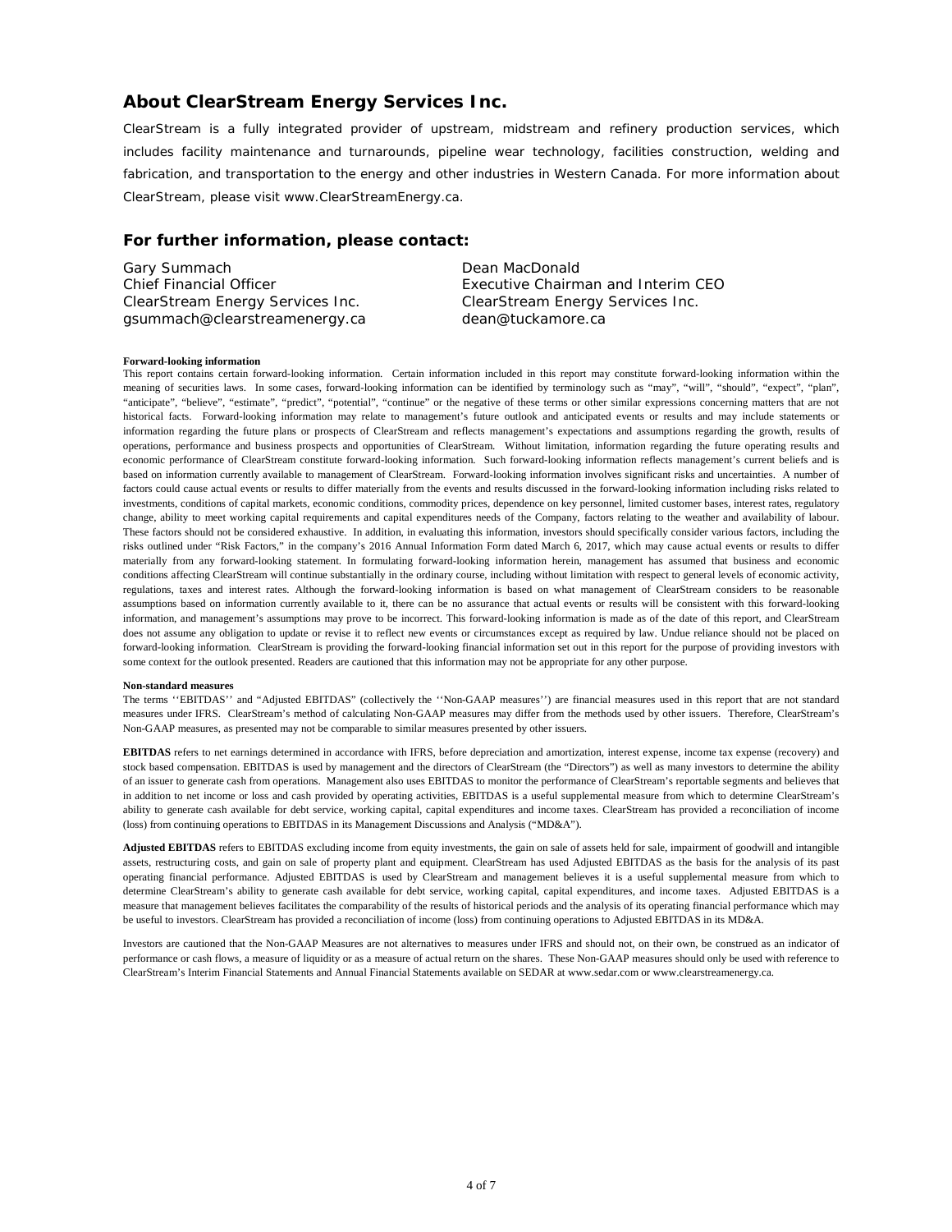## About ClearStream Energy Services Inc.

ClearStream is a fully integrated provider of upstream, midstream and refinery production services, which includes facility maintenance and turnarounds, pipeline wear technology, facilities construction, welding and fabrication, and transportation to the energy and other industries in Western Canada. For more information about ClearStream, please visit www.ClearStreamEnergy.ca.

## For further information, please contact:

Gary Summach
Chief Financial Officer
ClearStream Energy Services Inc.
gsummach@clearstreamenergy.ca

Dean MacDonald
Executive Chairman and Interim CEO
ClearStream Energy Services Inc.
dean@tuckamore.ca

**Forward-looking information**

This report contains certain forward-looking information. Certain information included in this report may constitute forward-looking information within the meaning of securities laws. In some cases, forward-looking information can be identified by terminology such as "may", "will", "should", "expect", "plan", "anticipate", "believe", "estimate", "predict", "potential", "continue" or the negative of these terms or other similar expressions concerning matters that are not historical facts. Forward-looking information may relate to management's future outlook and anticipated events or results and may include statements or information regarding the future plans or prospects of ClearStream and reflects management's expectations and assumptions regarding the growth, results of operations, performance and business prospects and opportunities of ClearStream. Without limitation, information regarding the future operating results and economic performance of ClearStream constitute forward-looking information. Such forward-looking information reflects management's current beliefs and is based on information currently available to management of ClearStream. Forward-looking information involves significant risks and uncertainties. A number of factors could cause actual events or results to differ materially from the events and results discussed in the forward-looking information including risks related to investments, conditions of capital markets, economic conditions, commodity prices, dependence on key personnel, limited customer bases, interest rates, regulatory change, ability to meet working capital requirements and capital expenditures needs of the Company, factors relating to the weather and availability of labour. These factors should not be considered exhaustive. In addition, in evaluating this information, investors should specifically consider various factors, including the risks outlined under "Risk Factors," in the company's 2016 Annual Information Form dated March 6, 2017, which may cause actual events or results to differ materially from any forward-looking statement. In formulating forward-looking information herein, management has assumed that business and economic conditions affecting ClearStream will continue substantially in the ordinary course, including without limitation with respect to general levels of economic activity, regulations, taxes and interest rates. Although the forward-looking information is based on what management of ClearStream considers to be reasonable assumptions based on information currently available to it, there can be no assurance that actual events or results will be consistent with this forward-looking information, and management's assumptions may prove to be incorrect. This forward-looking information is made as of the date of this report, and ClearStream does not assume any obligation to update or revise it to reflect new events or circumstances except as required by law. Undue reliance should not be placed on forward-looking information. ClearStream is providing the forward-looking financial information set out in this report for the purpose of providing investors with some context for the outlook presented. Readers are cautioned that this information may not be appropriate for any other purpose.

**Non-standard measures**

The terms ''EBITDAS'' and "Adjusted EBITDAS" (collectively the ''Non-GAAP measures'') are financial measures used in this report that are not standard measures under IFRS. ClearStream's method of calculating Non-GAAP measures may differ from the methods used by other issuers. Therefore, ClearStream's Non-GAAP measures, as presented may not be comparable to similar measures presented by other issuers.

**EBITDAS** refers to net earnings determined in accordance with IFRS, before depreciation and amortization, interest expense, income tax expense (recovery) and stock based compensation. EBITDAS is used by management and the directors of ClearStream (the "Directors") as well as many investors to determine the ability of an issuer to generate cash from operations. Management also uses EBITDAS to monitor the performance of ClearStream's reportable segments and believes that in addition to net income or loss and cash provided by operating activities, EBITDAS is a useful supplemental measure from which to determine ClearStream's ability to generate cash available for debt service, working capital, capital expenditures and income taxes. ClearStream has provided a reconciliation of income (loss) from continuing operations to EBITDAS in its Management Discussions and Analysis ("MD&A").

**Adjusted EBITDAS** refers to EBITDAS excluding income from equity investments, the gain on sale of assets held for sale, impairment of goodwill and intangible assets, restructuring costs, and gain on sale of property plant and equipment. ClearStream has used Adjusted EBITDAS as the basis for the analysis of its past operating financial performance. Adjusted EBITDAS is used by ClearStream and management believes it is a useful supplemental measure from which to determine ClearStream's ability to generate cash available for debt service, working capital, capital expenditures, and income taxes. Adjusted EBITDAS is a measure that management believes facilitates the comparability of the results of historical periods and the analysis of its operating financial performance which may be useful to investors. ClearStream has provided a reconciliation of income (loss) from continuing operations to Adjusted EBITDAS in its MD&A.

Investors are cautioned that the Non-GAAP Measures are not alternatives to measures under IFRS and should not, on their own, be construed as an indicator of performance or cash flows, a measure of liquidity or as a measure of actual return on the shares. These Non-GAAP measures should only be used with reference to ClearStream's Interim Financial Statements and Annual Financial Statements available on SEDAR at www.sedar.com or www.clearstreamenergy.ca.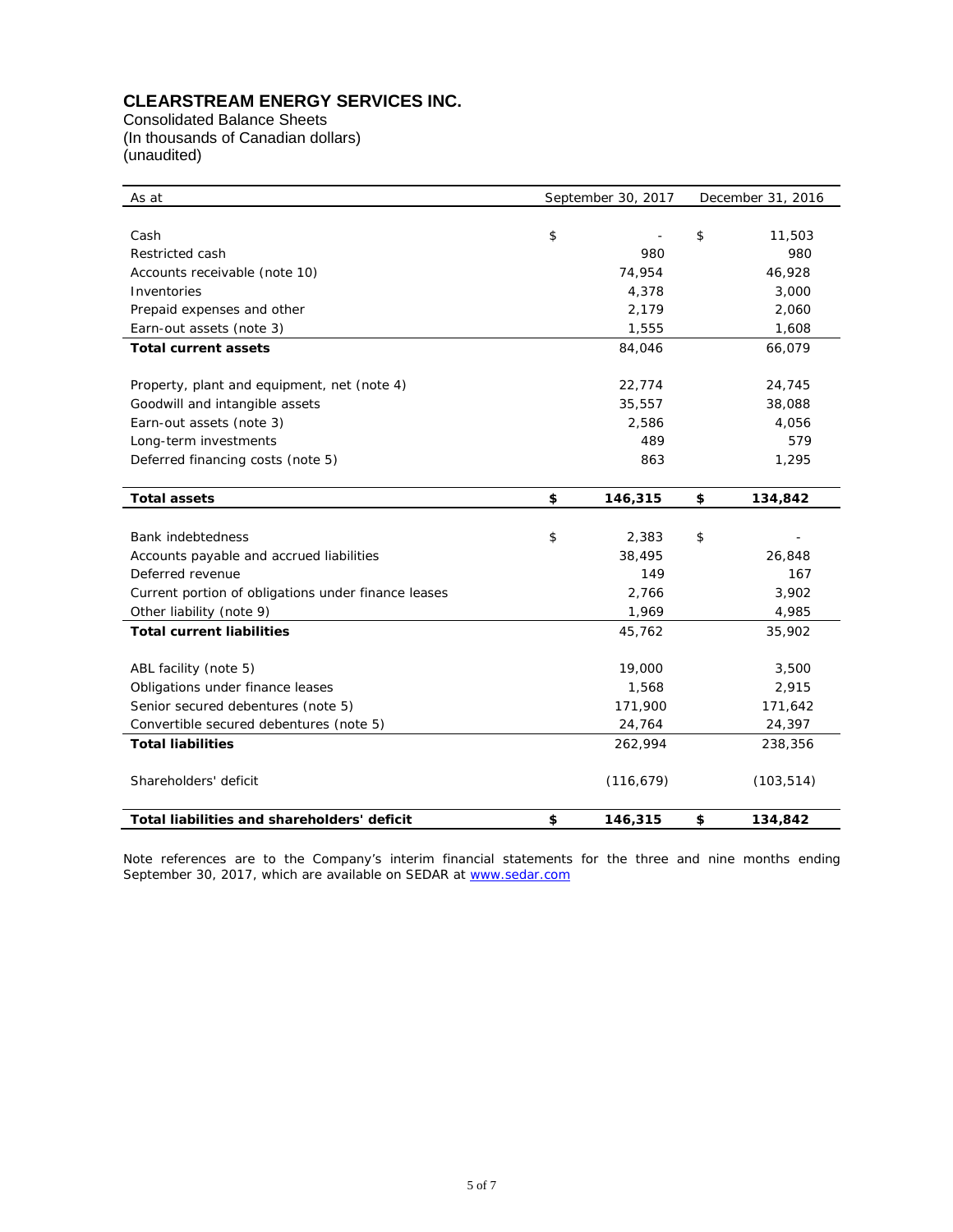# CLEARSTREAM ENERGY SERVICES INC.

Consolidated Balance Sheets
(In thousands of Canadian dollars)
(unaudited)

| As at | September 30, 2017 | December 31, 2016 |
|---|---|---|
| Cash | $ - | $ 11,503 |
| Restricted cash | 980 | 980 |
| Accounts receivable (note 10) | 74,954 | 46,928 |
| Inventories | 4,378 | 3,000 |
| Prepaid expenses and other | 2,179 | 2,060 |
| Earn-out assets (note 3) | 1,555 | 1,608 |
| **Total current assets** | 84,046 | 66,079 |
| Property, plant and equipment, net (note 4) | 22,774 | 24,745 |
| Goodwill and intangible assets | 35,557 | 38,088 |
| Earn-out assets (note 3) | 2,586 | 4,056 |
| Long-term investments | 489 | 579 |
| Deferred financing costs (note 5) | 863 | 1,295 |
| **Total assets** | **$ 146,315** | **$ 134,842** |
| Bank indebtedness | $ 2,383 | $ - |
| Accounts payable and accrued liabilities | 38,495 | 26,848 |
| Deferred revenue | 149 | 167 |
| Current portion of obligations under finance leases | 2,766 | 3,902 |
| Other liability (note 9) | 1,969 | 4,985 |
| **Total current liabilities** | 45,762 | 35,902 |
| ABL facility (note 5) | 19,000 | 3,500 |
| Obligations under finance leases | 1,568 | 2,915 |
| Senior secured debentures (note 5) | 171,900 | 171,642 |
| Convertible secured debentures (note 5) | 24,764 | 24,397 |
| **Total liabilities** | 262,994 | 238,356 |
| Shareholders' deficit | (116,679) | (103,514) |
| **Total liabilities and shareholders' deficit** | **$ 146,315** | **$ 134,842** |

Note references are to the Company's interim financial statements for the three and nine months ending September 30, 2017, which are available on SEDAR at [www.sedar.com](http://www.sedar.com)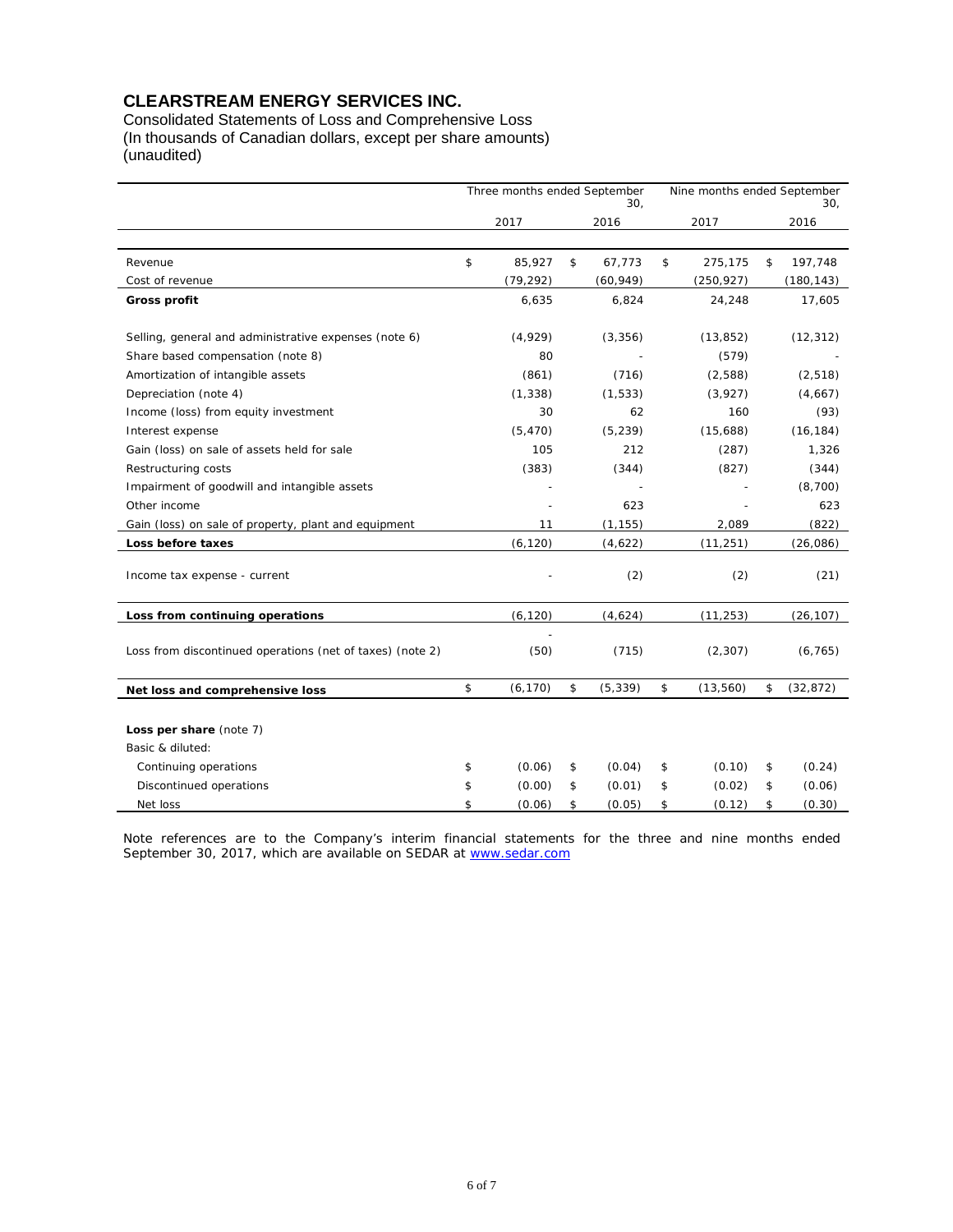# CLEARSTREAM ENERGY SERVICES INC.

Consolidated Statements of Loss and Comprehensive Loss
(In thousands of Canadian dollars, except per share amounts)
(unaudited)

| | Three months ended September 30, | | Nine months ended September 30, | |
|---|---|---|---|---|
| | 2017 | 2016 | 2017 | 2016 |
| Revenue | $ 85,927 | $ 67,773 | $ 275,175 | $ 197,748 |
| Cost of revenue | (79,292) | (60,949) | (250,927) | (180,143) |
| **Gross profit** | 6,635 | 6,824 | 24,248 | 17,605 |
| Selling, general and administrative expenses (note 6) | (4,929) | (3,356) | (13,852) | (12,312) |
| Share based compensation (note 8) | 80 | - | (579) | - |
| Amortization of intangible assets | (861) | (716) | (2,588) | (2,518) |
| Depreciation (note 4) | (1,338) | (1,533) | (3,927) | (4,667) |
| Income (loss) from equity investment | 30 | 62 | 160 | (93) |
| Interest expense | (5,470) | (5,239) | (15,688) | (16,184) |
| Gain (loss) on sale of assets held for sale | 105 | 212 | (287) | 1,326 |
| Restructuring costs | (383) | (344) | (827) | (344) |
| Impairment of goodwill and intangible assets | - | - | - | (8,700) |
| Other income | - | 623 | - | 623 |
| Gain (loss) on sale of property, plant and equipment | 11 | (1,155) | 2,089 | (822) |
| **Loss before taxes** | (6,120) | (4,622) | (11,251) | (26,086) |
| Income tax expense - current | - | (2) | (2) | (21) |
| **Loss from continuing operations** | (6,120) | (4,624) | (11,253) | (26,107) |
| Loss from discontinued operations (net of taxes) (note 2) | (50) | (715) | (2,307) | (6,765) |
| **Net loss and comprehensive loss** | $ (6,170) | $ (5,339) | $ (13,560) | $ (32,872) |
| **Loss per share** (note 7) | | | | |
| Basic & diluted: | | | | |
| Continuing operations | $ (0.06) | $ (0.04) | $ (0.10) | $ (0.24) |
| Discontinued operations | $ (0.00) | $ (0.01) | $ (0.02) | $ (0.06) |
| Net loss | $ (0.06) | $ (0.05) | $ (0.12) | $ (0.30) |

Note references are to the Company's interim financial statements for the three and nine months ended September 30, 2017, which are available on SEDAR at www.sedar.com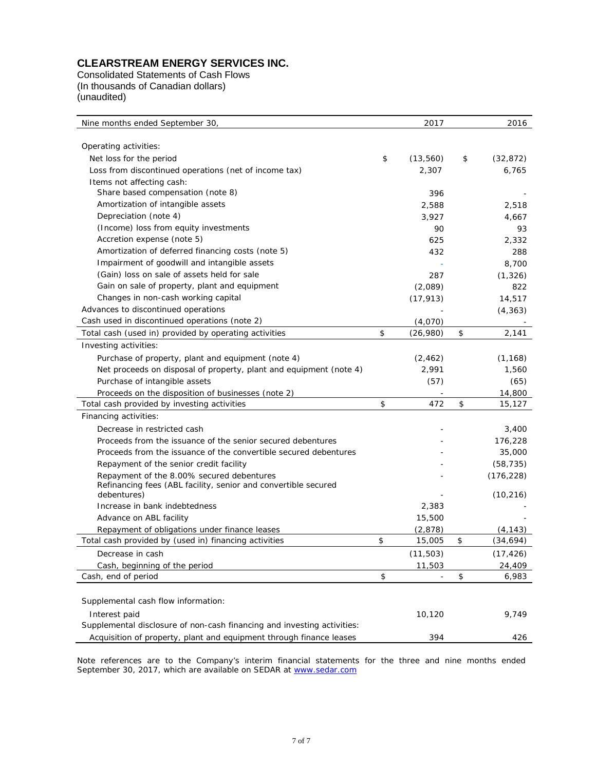# CLEARSTREAM ENERGY SERVICES INC.

Consolidated Statements of Cash Flows
(In thousands of Canadian dollars)
(unaudited)

| Nine months ended September 30, | | 2017 | | 2016 |
|---|---|---|---|---|
| Operating activities: | | | | |
| Net loss for the period | $ | (13,560) | $ | (32,872) |
| Loss from discontinued operations (net of income tax) | | 2,307 | | 6,765 |
| Items not affecting cash: | | | | |
| Share based compensation (note 8) | | 396 | | - |
| Amortization of intangible assets | | 2,588 | | 2,518 |
| Depreciation (note 4) | | 3,927 | | 4,667 |
| (Income) loss from equity investments | | 90 | | 93 |
| Accretion expense (note 5) | | 625 | | 2,332 |
| Amortization of deferred financing costs (note 5) | | 432 | | 288 |
| Impairment of goodwill and intangible assets | | - | | 8,700 |
| (Gain) loss on sale of assets held for sale | | 287 | | (1,326) |
| Gain on sale of property, plant and equipment | | (2,089) | | 822 |
| Changes in non-cash working capital | | (17,913) | | 14,517 |
| Advances to discontinued operations | | - | | (4,363) |
| Cash used in discontinued operations (note 2) | | (4,070) | | - |
| Total cash (used in) provided by operating activities | $ | (26,980) | $ | 2,141 |
| Investing activities: | | | | |
| Purchase of property, plant and equipment (note 4) | | (2,462) | | (1,168) |
| Net proceeds on disposal of property, plant and equipment (note 4) | | 2,991 | | 1,560 |
| Purchase of intangible assets | | (57) | | (65) |
| Proceeds on the disposition of businesses (note 2) | | - | | 14,800 |
| Total cash provided by investing activities | $ | 472 | $ | 15,127 |
| Financing activities: | | | | |
| Decrease in restricted cash | | - | | 3,400 |
| Proceeds from the issuance of the senior secured debentures | | - | | 176,228 |
| Proceeds from the issuance of the convertible secured debentures | | - | | 35,000 |
| Repayment of the senior credit facility | | - | | (58,735) |
| Repayment of the 8.00% secured debentures | | - | | (176,228) |
| Refinancing fees (ABL facility, senior and convertible secured debentures) | | - | | (10,216) |
| Increase in bank indebtedness | | 2,383 | | - |
| Advance on ABL facility | | 15,500 | | - |
| Repayment of obligations under finance leases | | (2,878) | | (4,143) |
| Total cash provided by (used in) financing activities | $ | 15,005 | $ | (34,694) |
| Decrease in cash | | (11,503) | | (17,426) |
| Cash, beginning of the period | | 11,503 | | 24,409 |
| Cash, end of period | $ | - | $ | 6,983 |
| | | | | |
| Supplemental cash flow information: | | | | |
| Interest paid | | 10,120 | | 9,749 |
| Supplemental disclosure of non-cash financing and investing activities: | | | | |
| Acquisition of property, plant and equipment through finance leases | | 394 | | 426 |

Note references are to the Company's interim financial statements for the three and nine months ended September 30, 2017, which are available on SEDAR at www.sedar.com